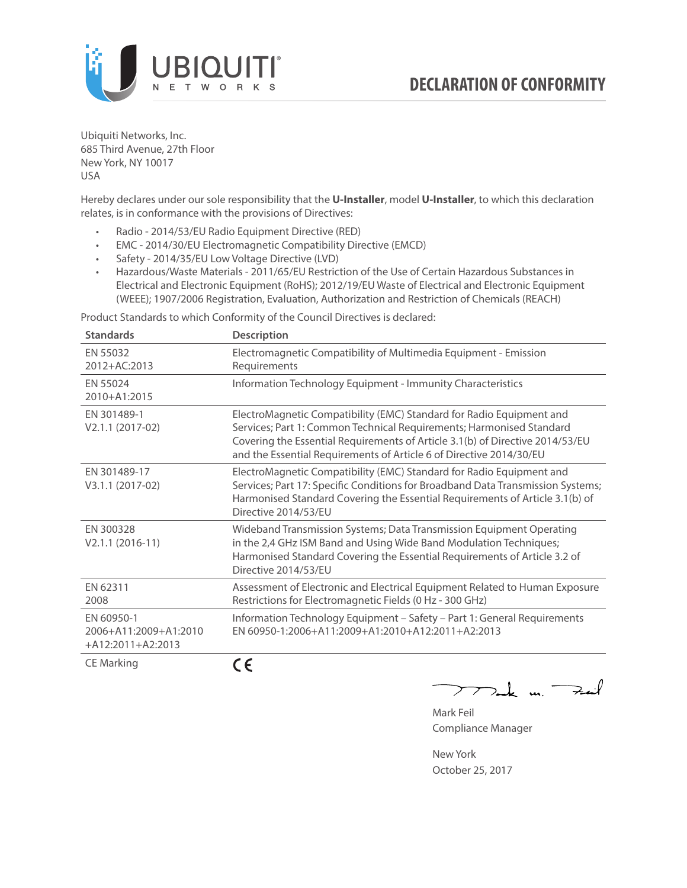# DECLARATION OF CONFORMITY

Ubiquiti Networks, Inc.
685 Third Avenue, 27th Floor
New York, NY 10017
USA

Hereby declares under our sole responsibility that the **U-Installer**, model **U-Installer**, to which this declaration relates, is in conformance with the provisions of Directives:

- Radio - 2014/53/EU Radio Equipment Directive (RED)
- EMC - 2014/30/EU Electromagnetic Compatibility Directive (EMCD)
- Safety - 2014/35/EU Low Voltage Directive (LVD)
- Hazardous/Waste Materials - 2011/65/EU Restriction of the Use of Certain Hazardous Substances in Electrical and Electronic Equipment (RoHS); 2012/19/EU Waste of Electrical and Electronic Equipment (WEEE); 1907/2006 Registration, Evaluation, Authorization and Restriction of Chemicals (REACH)

Product Standards to which Conformity of the Council Directives is declared:

| Standards | Description |
|---|---|
| EN 55032 2012+AC:2013 | Electromagnetic Compatibility of Multimedia Equipment - Emission Requirements |
| EN 55024 2010+A1:2015 | Information Technology Equipment - Immunity Characteristics |
| EN 301489-1 V2.1.1 (2017-02) | ElectroMagnetic Compatibility (EMC) Standard for Radio Equipment and Services; Part 1: Common Technical Requirements; Harmonised Standard Covering the Essential Requirements of Article 3.1(b) of Directive 2014/53/EU and the Essential Requirements of Article 6 of Directive 2014/30/EU |
| EN 301489-17 V3.1.1 (2017-02) | ElectroMagnetic Compatibility (EMC) Standard for Radio Equipment and Services; Part 17: Specific Conditions for Broadband Data Transmission Systems; Harmonised Standard Covering the Essential Requirements of Article 3.1(b) of Directive 2014/53/EU |
| EN 300328 V2.1.1 (2016-11) | Wideband Transmission Systems; Data Transmission Equipment Operating in the 2,4 GHz ISM Band and Using Wide Band Modulation Techniques; Harmonised Standard Covering the Essential Requirements of Article 3.2 of Directive 2014/53/EU |
| EN 62311 2008 | Assessment of Electronic and Electrical Equipment Related to Human Exposure Restrictions for Electromagnetic Fields (0 Hz - 300 GHz) |
| EN 60950-1 2006+A11:2009+A1:2010 +A12:2011+A2:2013 | Information Technology Equipment – Safety – Part 1: General Requirements EN 60950-1:2006+A11:2009+A1:2010+A12:2011+A2:2013 |
| CE Marking | CE |

Mark Feil
Compliance Manager

New York
October 25, 2017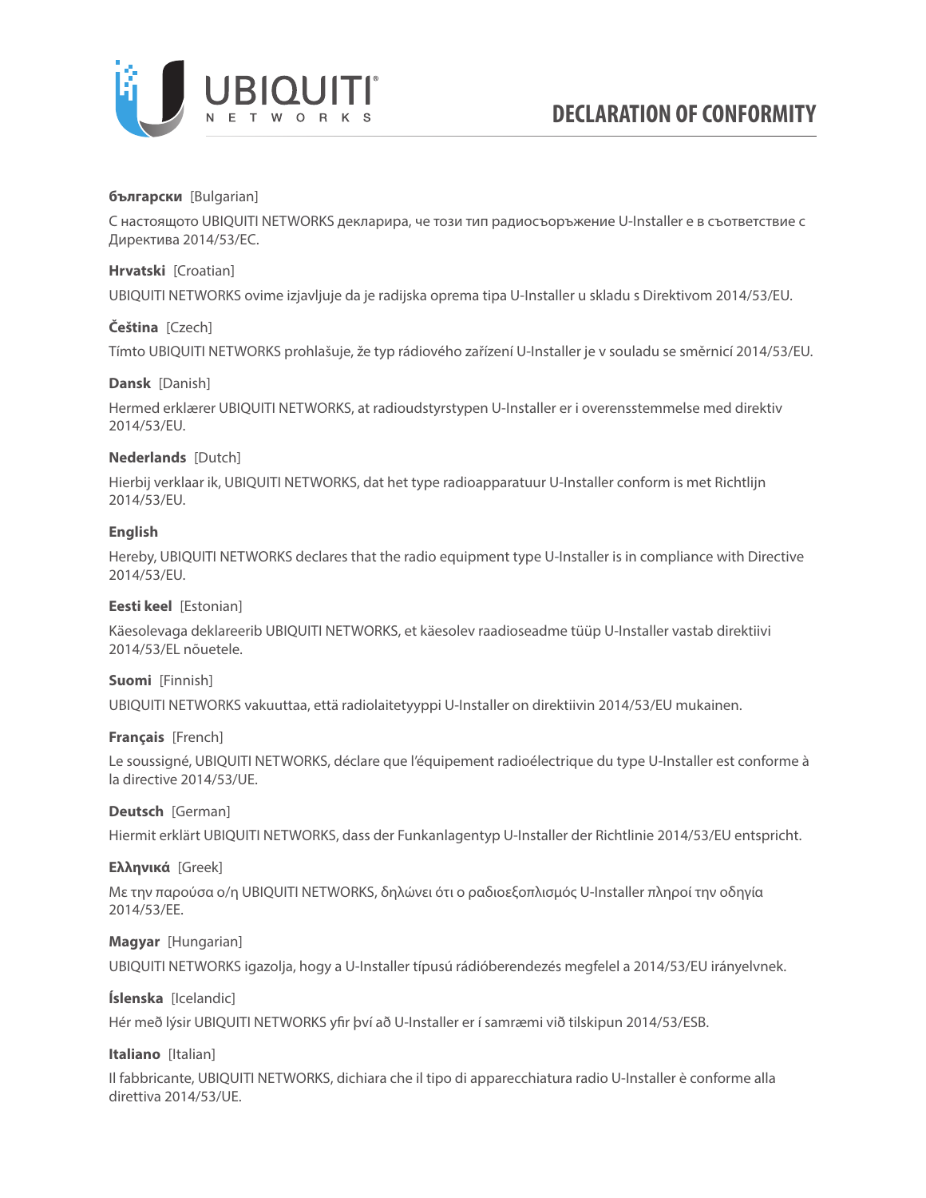# DECLARATION OF CONFORMITY

**български** [Bulgarian]

С настоящото UBIQUITI NETWORKS декларира, че този тип радиосъоръжение U-Installer е в съответствие с Директива 2014/53/ЕС.

**Hrvatski** [Croatian]

UBIQUITI NETWORKS ovime izjavljuje da je radijska oprema tipa U-Installer u skladu s Direktivom 2014/53/EU.

**Čeština** [Czech]

Tímto UBIQUITI NETWORKS prohlašuje, že typ rádiového zařízení U-Installer je v souladu se směrnicí 2014/53/EU.

**Dansk** [Danish]

Hermed erklærer UBIQUITI NETWORKS, at radioudstyrstypen U-Installer er i overensstemmelse med direktiv 2014/53/EU.

**Nederlands** [Dutch]

Hierbij verklaar ik, UBIQUITI NETWORKS, dat het type radioapparatuur U-Installer conform is met Richtlijn 2014/53/EU.

**English**

Hereby, UBIQUITI NETWORKS declares that the radio equipment type U-Installer is in compliance with Directive 2014/53/EU.

**Eesti keel** [Estonian]

Käesolevaga deklareerib UBIQUITI NETWORKS, et käesolev raadioseadme tüüp U-Installer vastab direktiivi 2014/53/EL nõuetele.

**Suomi** [Finnish]

UBIQUITI NETWORKS vakuuttaa, että radiolaitetyyppi U-Installer on direktiivin 2014/53/EU mukainen.

**Français** [French]

Le soussigné, UBIQUITI NETWORKS, déclare que l'équipement radioélectrique du type U-Installer est conforme à la directive 2014/53/UE.

**Deutsch** [German]

Hiermit erklärt UBIQUITI NETWORKS, dass der Funkanlagentyp U-Installer der Richtlinie 2014/53/EU entspricht.

**Ελληνικά** [Greek]

Με την παρούσα ο/η UBIQUITI NETWORKS, δηλώνει ότι ο ραδιοεξοπλισμός U-Installer πληροί την οδηγία 2014/53/ΕΕ.

**Magyar** [Hungarian]

UBIQUITI NETWORKS igazolja, hogy a U-Installer típusú rádióberendezés megfelel a 2014/53/EU irányelvnek.

**Íslenska** [Icelandic]

Hér með lýsir UBIQUITI NETWORKS yfir því að U-Installer er í samræmi við tilskipun 2014/53/ESB.

**Italiano** [Italian]

Il fabbricante, UBIQUITI NETWORKS, dichiara che il tipo di apparecchiatura radio U-Installer è conforme alla direttiva 2014/53/UE.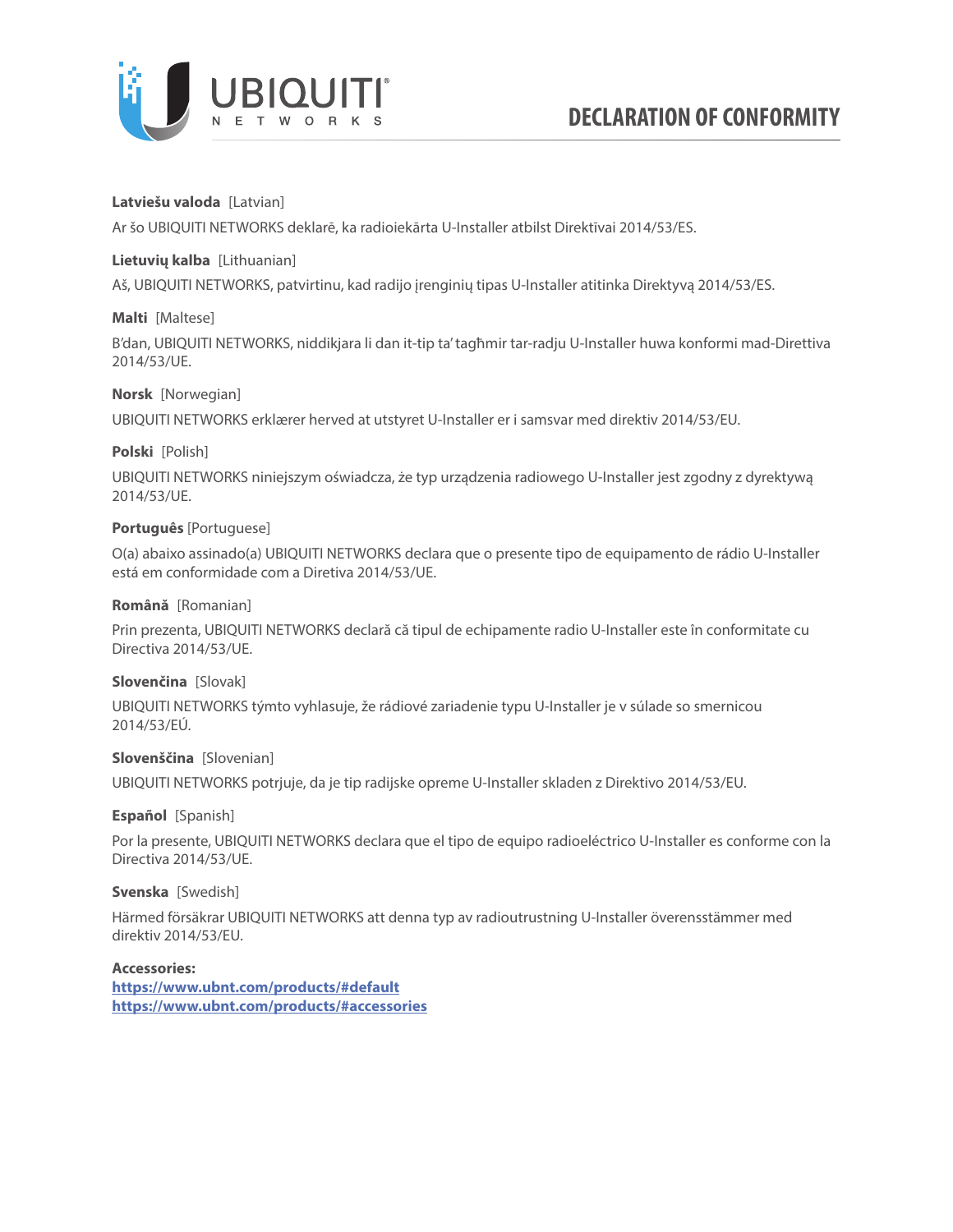**Latviešu valoda** [Latvian]

Ar šo UBIQUITI NETWORKS deklarē, ka radioiekārta U-Installer atbilst Direktīvai 2014/53/ES.

**Lietuvių kalba** [Lithuanian]

Aš, UBIQUITI NETWORKS, patvirtinu, kad radijo įrenginių tipas U-Installer atitinka Direktyvą 2014/53/ES.

**Malti** [Maltese]

B'dan, UBIQUITI NETWORKS, niddikjara li dan it-tip ta' tagħmir tar-radju U-Installer huwa konformi mad-Direttiva 2014/53/UE.

**Norsk** [Norwegian]

UBIQUITI NETWORKS erklærer herved at utstyret U-Installer er i samsvar med direktiv 2014/53/EU.

**Polski** [Polish]

UBIQUITI NETWORKS niniejszym oświadcza, że typ urządzenia radiowego U-Installer jest zgodny z dyrektywą 2014/53/UE.

**Português** [Portuguese]

O(a) abaixo assinado(a) UBIQUITI NETWORKS declara que o presente tipo de equipamento de rádio U-Installer está em conformidade com a Diretiva 2014/53/UE.

**Română** [Romanian]

Prin prezenta, UBIQUITI NETWORKS declară că tipul de echipamente radio U-Installer este în conformitate cu Directiva 2014/53/UE.

**Slovenčina** [Slovak]

UBIQUITI NETWORKS týmto vyhlasuje, že rádiové zariadenie typu U-Installer je v súlade so smernicou 2014/53/EÚ.

**Slovenščina** [Slovenian]

UBIQUITI NETWORKS potrjuje, da je tip radijske opreme U-Installer skladen z Direktivo 2014/53/EU.

**Español** [Spanish]

Por la presente, UBIQUITI NETWORKS declara que el tipo de equipo radioeléctrico U-Installer es conforme con la Directiva 2014/53/UE.

**Svenska** [Swedish]

Härmed försäkrar UBIQUITI NETWORKS att denna typ av radioutrustning U-Installer överensstämmer med direktiv 2014/53/EU.

**Accessories:**
**https://www.ubnt.com/products/#default**
**https://www.ubnt.com/products/#accessories**